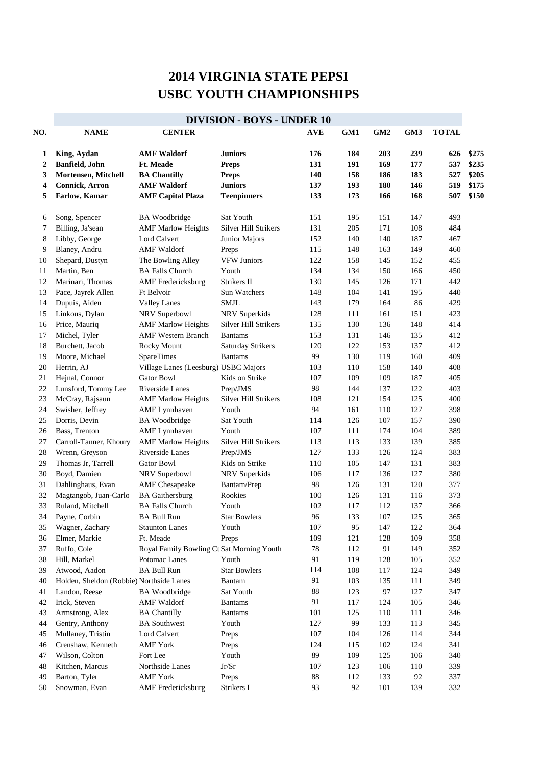# 2014 VIRGINIA STATE PEPSI
# USBC YOUTH CHAMPIONSHIPS

## DIVISION - BOYS - UNDER 10

| NO. | NAME | CENTER | | AVE | GM1 | GM2 | GM3 | TOTAL | |
|---|---|---|---|---|---|---|---|---|---|
| **1** | **King, Aydan** | **AMF Waldorf** | **Juniors** | **176** | **184** | **203** | **239** | **626** | **$275** |
| **2** | **Banfield, John** | **Ft. Meade** | **Preps** | **131** | **191** | **169** | **177** | **537** | **$235** |
| **3** | **Mortensen, Mitchell** | **BA Chantilly** | **Preps** | **140** | **158** | **186** | **183** | **527** | **$205** |
| **4** | **Connick, Arron** | **AMF Waldorf** | **Juniors** | **137** | **193** | **180** | **146** | **519** | **$175** |
| **5** | **Farlow, Kamar** | **AMF Capital Plaza** | **Teenpinners** | **133** | **173** | **166** | **168** | **507** | **$150** |
| 6 | Song, Spencer | BA Woodbridge | Sat Youth | 151 | 195 | 151 | 147 | 493 | |
| 7 | Billing, Ja'sean | AMF Marlow Heights | Silver Hill Strikers | 131 | 205 | 171 | 108 | 484 | |
| 8 | Libby, George | Lord Calvert | Junior Majors | 152 | 140 | 140 | 187 | 467 | |
| 9 | Blaney, Andru | AMF Waldorf | Preps | 115 | 148 | 163 | 149 | 460 | |
| 10 | Shepard, Dustyn | The Bowling Alley | VFW Juniors | 122 | 158 | 145 | 152 | 455 | |
| 11 | Martin, Ben | BA Falls Church | Youth | 134 | 134 | 150 | 166 | 450 | |
| 12 | Marinari, Thomas | AMF Fredericksburg | Strikers II | 130 | 145 | 126 | 171 | 442 | |
| 13 | Pace, Jayrek Allen | Ft Belvoir | Sun Watchers | 148 | 104 | 141 | 195 | 440 | |
| 14 | Dupuis, Aiden | Valley Lanes | SMJL | 143 | 179 | 164 | 86 | 429 | |
| 15 | Linkous, Dylan | NRV Superbowl | NRV Superkids | 128 | 111 | 161 | 151 | 423 | |
| 16 | Price, Mauriq | AMF Marlow Heights | Silver Hill Strikers | 135 | 130 | 136 | 148 | 414 | |
| 17 | Michel, Tyler | AMF Western Branch | Bantams | 153 | 131 | 146 | 135 | 412 | |
| 18 | Burchett, Jacob | Rocky Mount | Saturday Strikers | 120 | 122 | 153 | 137 | 412 | |
| 19 | Moore, Michael | SpareTimes | Bantams | 99 | 130 | 119 | 160 | 409 | |
| 20 | Herrin, AJ | Village Lanes (Leesburg) | USBC Majors | 103 | 110 | 158 | 140 | 408 | |
| 21 | Hejnal, Connor | Gator Bowl | Kids on Strike | 107 | 109 | 109 | 187 | 405 | |
| 22 | Lunsford, Tommy Lee | Riverside Lanes | Prep/JMS | 98 | 144 | 137 | 122 | 403 | |
| 23 | McCray, Rajsaun | AMF Marlow Heights | Silver Hill Strikers | 108 | 121 | 154 | 125 | 400 | |
| 24 | Swisher, Jeffrey | AMF Lynnhaven | Youth | 94 | 161 | 110 | 127 | 398 | |
| 25 | Dorris, Devin | BA Woodbridge | Sat Youth | 114 | 126 | 107 | 157 | 390 | |
| 26 | Bass, Trenton | AMF Lynnhaven | Youth | 107 | 111 | 174 | 104 | 389 | |
| 27 | Carroll-Tanner, Khoury | AMF Marlow Heights | Silver Hill Strikers | 113 | 113 | 133 | 139 | 385 | |
| 28 | Wrenn, Greyson | Riverside Lanes | Prep/JMS | 127 | 133 | 126 | 124 | 383 | |
| 29 | Thomas Jr, Tarrell | Gator Bowl | Kids on Strike | 110 | 105 | 147 | 131 | 383 | |
| 30 | Boyd, Damien | NRV Superbowl | NRV Superkids | 106 | 117 | 136 | 127 | 380 | |
| 31 | Dahlinghaus, Evan | AMF Chesapeake | Bantam/Prep | 98 | 126 | 131 | 120 | 377 | |
| 32 | Magtangob, Juan-Carlo | BA Gaithersburg | Rookies | 100 | 126 | 131 | 116 | 373 | |
| 33 | Ruland, Mitchell | BA Falls Church | Youth | 102 | 117 | 112 | 137 | 366 | |
| 34 | Payne, Corbin | BA Bull Run | Star Bowlers | 96 | 133 | 107 | 125 | 365 | |
| 35 | Wagner, Zachary | Staunton Lanes | Youth | 107 | 95 | 147 | 122 | 364 | |
| 36 | Elmer, Markie | Ft. Meade | Preps | 109 | 121 | 128 | 109 | 358 | |
| 37 | Ruffo, Cole | Royal Family Bowling Ct | Sat Morning Youth | 78 | 112 | 91 | 149 | 352 | |
| 38 | Hill, Markel | Potomac Lanes | Youth | 91 | 119 | 128 | 105 | 352 | |
| 39 | Atwood, Aadon | BA Bull Run | Star Bowlers | 114 | 108 | 117 | 124 | 349 | |
| 40 | Holden, Sheldon (Robbie) | Northside Lanes | Bantam | 91 | 103 | 135 | 111 | 349 | |
| 41 | Landon, Reese | BA Woodbridge | Sat Youth | 88 | 123 | 97 | 127 | 347 | |
| 42 | Irick, Steven | AMF Waldorf | Bantams | 91 | 117 | 124 | 105 | 346 | |
| 43 | Armstrong, Alex | BA Chantilly | Bantams | 101 | 125 | 110 | 111 | 346 | |
| 44 | Gentry, Anthony | BA Southwest | Youth | 127 | 99 | 133 | 113 | 345 | |
| 45 | Mullaney, Tristin | Lord Calvert | Preps | 107 | 104 | 126 | 114 | 344 | |
| 46 | Crenshaw, Kenneth | AMF York | Preps | 124 | 115 | 102 | 124 | 341 | |
| 47 | Wilson, Colton | Fort Lee | Youth | 89 | 109 | 125 | 106 | 340 | |
| 48 | Kitchen, Marcus | Northside Lanes | Jr/Sr | 107 | 123 | 106 | 110 | 339 | |
| 49 | Barton, Tyler | AMF York | Preps | 88 | 112 | 133 | 92 | 337 | |
| 50 | Snowman, Evan | AMF Fredericksburg | Strikers I | 93 | 92 | 101 | 139 | 332 | |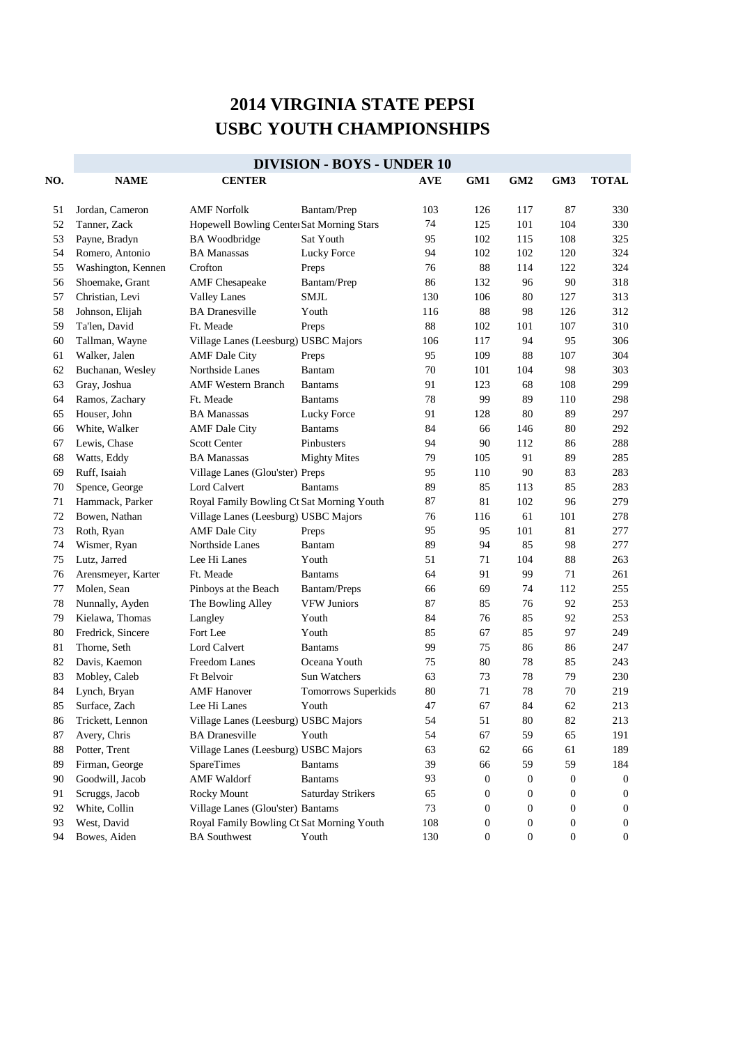# 2014 VIRGINIA STATE PEPSI
# USBC YOUTH CHAMPIONSHIPS

## DIVISION - BOYS - UNDER 10

| NO. | NAME | CENTER | | AVE | GM1 | GM2 | GM3 | TOTAL |
|---|---|---|---|---|---|---|---|---|
| 51 | Jordan, Cameron | AMF Norfolk | Bantam/Prep | 103 | 126 | 117 | 87 | 330 |
| 52 | Tanner, Zack | Hopewell Bowling Center | Sat Morning Stars | 74 | 125 | 101 | 104 | 330 |
| 53 | Payne, Bradyn | BA Woodbridge | Sat Youth | 95 | 102 | 115 | 108 | 325 |
| 54 | Romero, Antonio | BA Manassas | Lucky Force | 94 | 102 | 102 | 120 | 324 |
| 55 | Washington, Kennen | Crofton | Preps | 76 | 88 | 114 | 122 | 324 |
| 56 | Shoemake, Grant | AMF Chesapeake | Bantam/Prep | 86 | 132 | 96 | 90 | 318 |
| 57 | Christian, Levi | Valley Lanes | SMJL | 130 | 106 | 80 | 127 | 313 |
| 58 | Johnson, Elijah | BA Dranesville | Youth | 116 | 88 | 98 | 126 | 312 |
| 59 | Ta'len, David | Ft. Meade | Preps | 88 | 102 | 101 | 107 | 310 |
| 60 | Tallman, Wayne | Village Lanes (Leesburg) | USBC Majors | 106 | 117 | 94 | 95 | 306 |
| 61 | Walker, Jalen | AMF Dale City | Preps | 95 | 109 | 88 | 107 | 304 |
| 62 | Buchanan, Wesley | Northside Lanes | Bantam | 70 | 101 | 104 | 98 | 303 |
| 63 | Gray, Joshua | AMF Western Branch | Bantams | 91 | 123 | 68 | 108 | 299 |
| 64 | Ramos, Zachary | Ft. Meade | Bantams | 78 | 99 | 89 | 110 | 298 |
| 65 | Houser, John | BA Manassas | Lucky Force | 91 | 128 | 80 | 89 | 297 |
| 66 | White, Walker | AMF Dale City | Bantams | 84 | 66 | 146 | 80 | 292 |
| 67 | Lewis, Chase | Scott Center | Pinbusters | 94 | 90 | 112 | 86 | 288 |
| 68 | Watts, Eddy | BA Manassas | Mighty Mites | 79 | 105 | 91 | 89 | 285 |
| 69 | Ruff, Isaiah | Village Lanes (Glou'ster) | Preps | 95 | 110 | 90 | 83 | 283 |
| 70 | Spence, George | Lord Calvert | Bantams | 89 | 85 | 113 | 85 | 283 |
| 71 | Hammack, Parker | Royal Family Bowling Ct | Sat Morning Youth | 87 | 81 | 102 | 96 | 279 |
| 72 | Bowen, Nathan | Village Lanes (Leesburg) | USBC Majors | 76 | 116 | 61 | 101 | 278 |
| 73 | Roth, Ryan | AMF Dale City | Preps | 95 | 95 | 101 | 81 | 277 |
| 74 | Wismer, Ryan | Northside Lanes | Bantam | 89 | 94 | 85 | 98 | 277 |
| 75 | Lutz, Jarred | Lee Hi Lanes | Youth | 51 | 71 | 104 | 88 | 263 |
| 76 | Arensmeyer, Karter | Ft. Meade | Bantams | 64 | 91 | 99 | 71 | 261 |
| 77 | Molen, Sean | Pinboys at the Beach | Bantam/Preps | 66 | 69 | 74 | 112 | 255 |
| 78 | Nunnally, Ayden | The Bowling Alley | VFW Juniors | 87 | 85 | 76 | 92 | 253 |
| 79 | Kielawa, Thomas | Langley | Youth | 84 | 76 | 85 | 92 | 253 |
| 80 | Fredrick, Sincere | Fort Lee | Youth | 85 | 67 | 85 | 97 | 249 |
| 81 | Thorne, Seth | Lord Calvert | Bantams | 99 | 75 | 86 | 86 | 247 |
| 82 | Davis, Kaemon | Freedom Lanes | Oceana Youth | 75 | 80 | 78 | 85 | 243 |
| 83 | Mobley, Caleb | Ft Belvoir | Sun Watchers | 63 | 73 | 78 | 79 | 230 |
| 84 | Lynch, Bryan | AMF Hanover | Tomorrows Superkids | 80 | 71 | 78 | 70 | 219 |
| 85 | Surface, Zach | Lee Hi Lanes | Youth | 47 | 67 | 84 | 62 | 213 |
| 86 | Trickett, Lennon | Village Lanes (Leesburg) | USBC Majors | 54 | 51 | 80 | 82 | 213 |
| 87 | Avery, Chris | BA Dranesville | Youth | 54 | 67 | 59 | 65 | 191 |
| 88 | Potter, Trent | Village Lanes (Leesburg) | USBC Majors | 63 | 62 | 66 | 61 | 189 |
| 89 | Firman, George | SpareTimes | Bantams | 39 | 66 | 59 | 59 | 184 |
| 90 | Goodwill, Jacob | AMF Waldorf | Bantams | 93 | 0 | 0 | 0 | 0 |
| 91 | Scruggs, Jacob | Rocky Mount | Saturday Strikers | 65 | 0 | 0 | 0 | 0 |
| 92 | White, Collin | Village Lanes (Glou'ster) | Bantams | 73 | 0 | 0 | 0 | 0 |
| 93 | West, David | Royal Family Bowling Ct | Sat Morning Youth | 108 | 0 | 0 | 0 | 0 |
| 94 | Bowes, Aiden | BA Southwest | Youth | 130 | 0 | 0 | 0 | 0 |